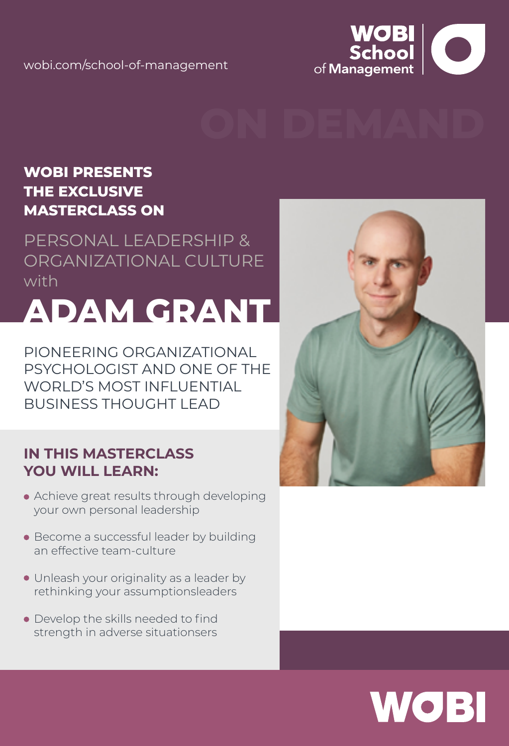wobi.com/school-of-management

WOBI School of Management

ON DEMAND

**WOBI PRESENTS THE EXCLUSIVE MASTERCLASS ON**

PERSONAL LEADERSHIP & ORGANIZATIONAL CULTURE with

# ADAM GRANT

PIONEERING ORGANIZATIONAL PSYCHOLOGIST AND ONE OF THE WORLD'S MOST INFLUENTIAL BUSINESS THOUGHT LEAD

## IN THIS MASTERCLASS YOU WILL LEARN:

- Achieve great results through developing your own personal leadership
- Become a successful leader by building an effective team-culture
- Unleash your originality as a leader by rethinking your assumptionsleaders
- Develop the skills needed to find strength in adverse situationsers

WOBI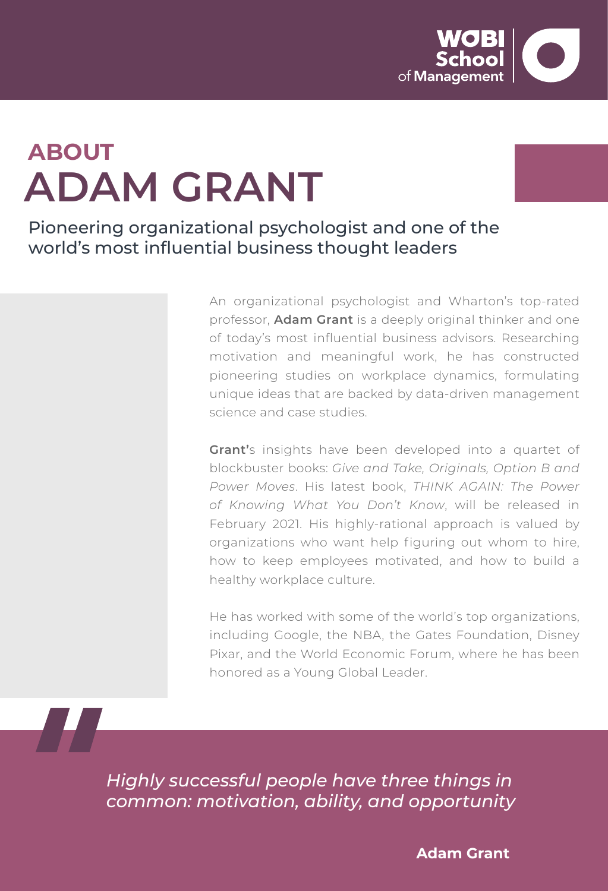# ABOUT ADAM GRANT

## Pioneering organizational psychologist and one of the world's most influential business thought leaders

An organizational psychologist and Wharton's top-rated professor, **Adam Grant** is a deeply original thinker and one of today's most influential business advisors. Researching motivation and meaningful work, he has constructed pioneering studies on workplace dynamics, formulating unique ideas that are backed by data-driven management science and case studies.

**Grant'**s insights have been developed into a quartet of blockbuster books: *Give and Take, Originals, Option B and Power Moves*. His latest book, *THINK AGAIN: The Power of Knowing What You Don't Know*, will be released in February 2021. His highly-rational approach is valued by organizations who want help figuring out whom to hire, how to keep employees motivated, and how to build a healthy workplace culture.

He has worked with some of the world's top organizations, including Google, the NBA, the Gates Foundation, Disney Pixar, and the World Economic Forum, where he has been honored as a Young Global Leader.

> *Highly successful people have three things in common: motivation, ability, and opportunity*
>
> **Adam Grant**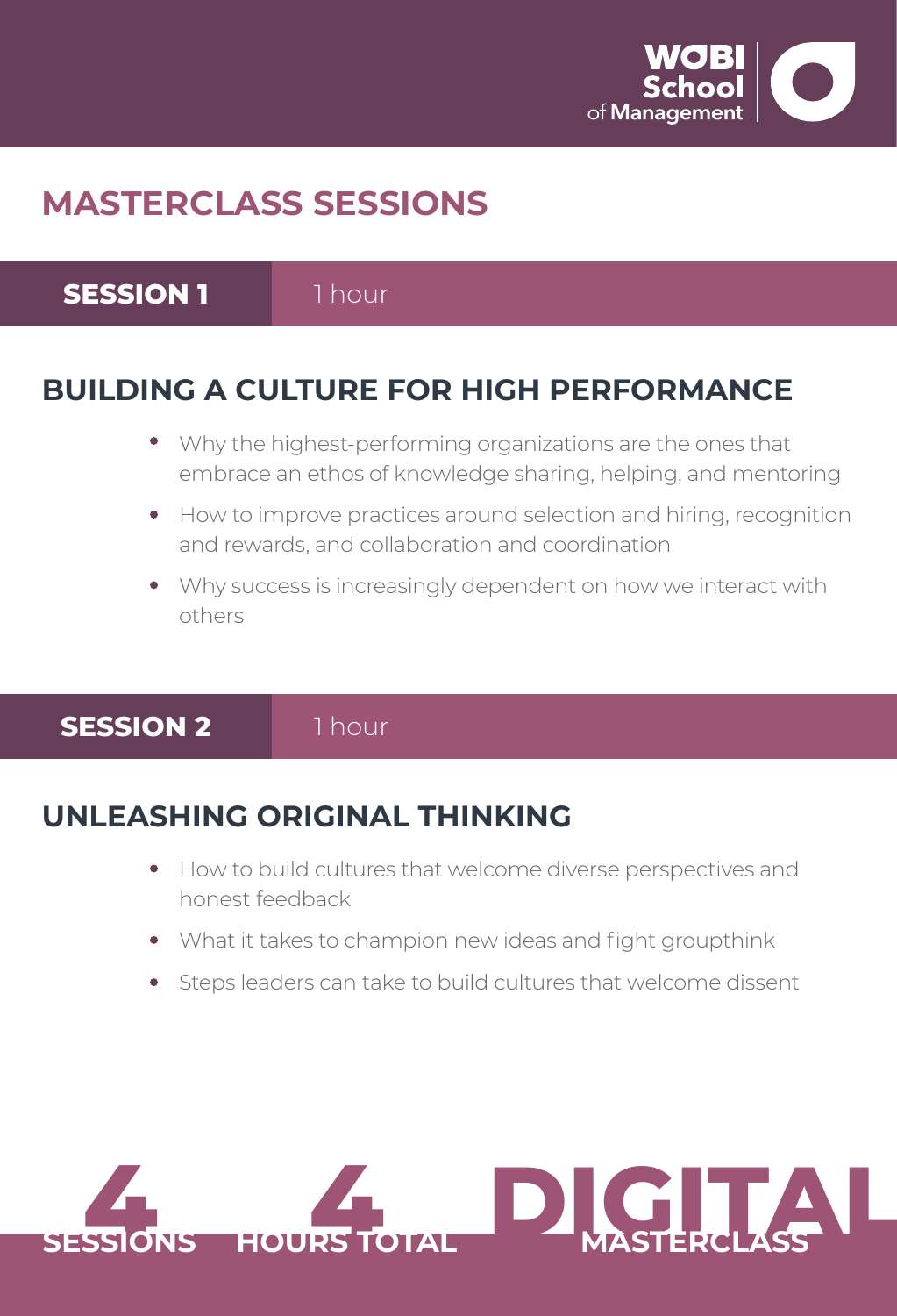# MASTERCLASS SESSIONS

**SESSION 1** 1 hour

## BUILDING A CULTURE FOR HIGH PERFORMANCE

- Why the highest-performing organizations are the ones that embrace an ethos of knowledge sharing, helping, and mentoring
- How to improve practices around selection and hiring, recognition and rewards, and collaboration and coordination
- Why success is increasingly dependent on how we interact with others

**SESSION 2** 1 hour

## UNLEASHING ORIGINAL THINKING

- How to build cultures that welcome diverse perspectives and honest feedback
- What it takes to champion new ideas and fight groupthink
- Steps leaders can take to build cultures that welcome dissent

**4** SESSIONS **4** HOURS TOTAL **DIGITAL** MASTERCLASS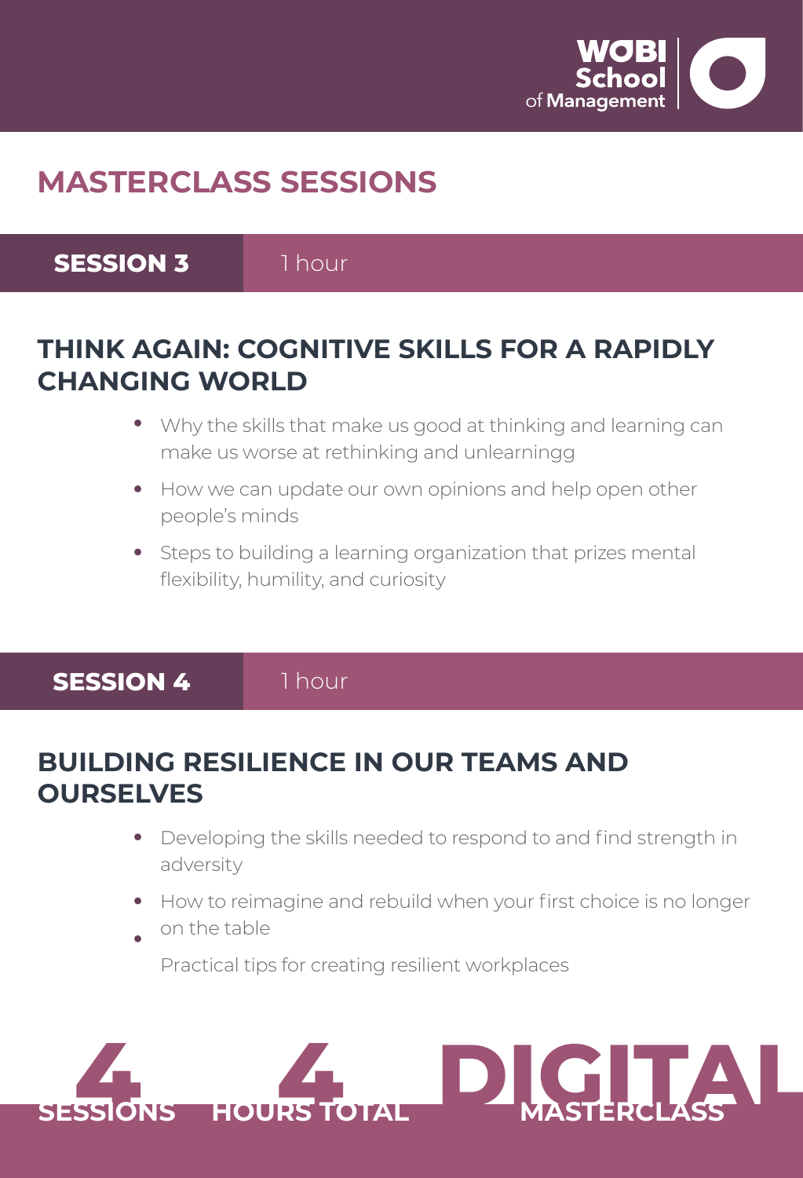# MASTERCLASS SESSIONS

**SESSION 3** 1 hour

## THINK AGAIN: COGNITIVE SKILLS FOR A RAPIDLY CHANGING WORLD

- Why the skills that make us good at thinking and learning can make us worse at rethinking and unlearningg
- How we can update our own opinions and help open other people's minds
- Steps to building a learning organization that prizes mental flexibility, humility, and curiosity

**SESSION 4** 1 hour

## BUILDING RESILIENCE IN OUR TEAMS AND OURSELVES

- Developing the skills needed to respond to and find strength in adversity
- How to reimagine and rebuild when your first choice is no longer on the table
- Practical tips for creating resilient workplaces

**4** SESSIONS **4** HOURS TOTAL **DIGITAL** MASTERCLASS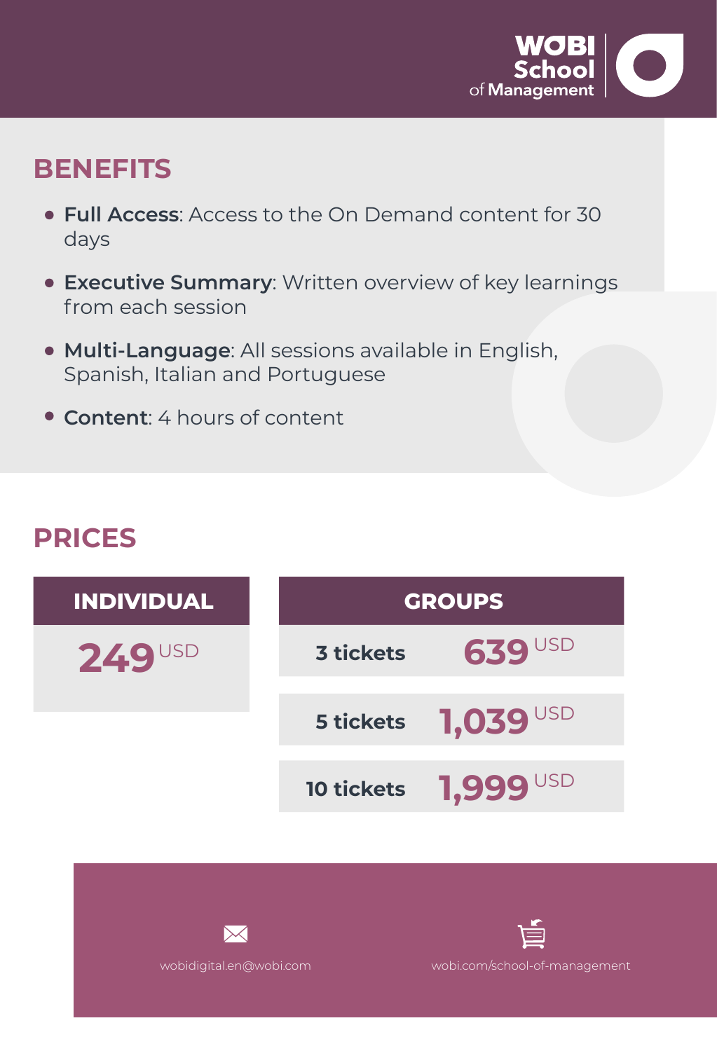WOBI School of Management

## BENEFITS

- **Full Access**: Access to the On Demand content for 30 days
- **Executive Summary**: Written overview of key learnings from each session
- **Multi-Language**: All sessions available in English, Spanish, Italian and Portuguese
- **Content**: 4 hours of content

## PRICES

| INDIVIDUAL |
|---|
| 249 USD |

| GROUPS | |
|---|---|
| 3 tickets | 639 USD |
| 5 tickets | 1,039 USD |
| 10 tickets | 1,999 USD |

wobidigital.en@wobi.com

wobi.com/school-of-management